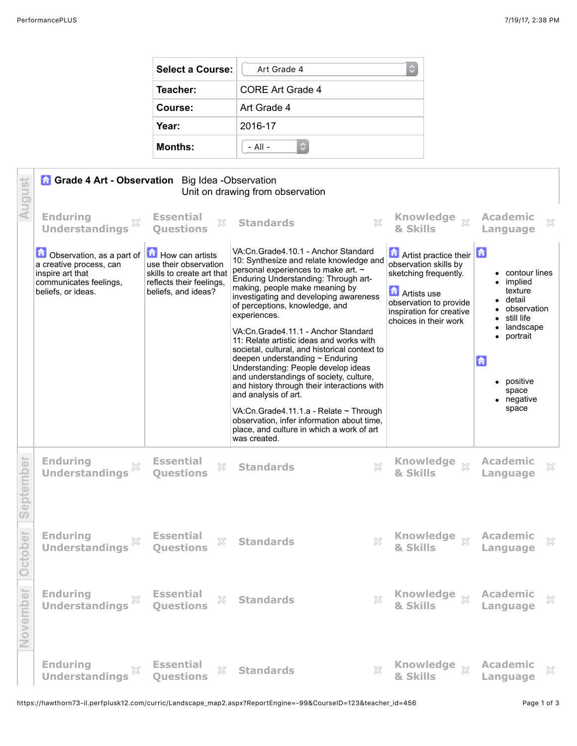| Select a Course: | Art Grade 4 |
| --- | --- |
| Teacher: | CORE Art Grade 4 |
| Course: | Art Grade 4 |
| Year: | 2016-17 |
| Months: | - All - |

## August

### Grade 4 Art - Observation

Big Idea -Observation
Unit on drawing from observation

| Enduring Understandings | Essential Questions | Standards | Knowledge & Skills | Academic Language |
| --- | --- | --- | --- | --- |
| Observation, as a part of a creative process, can inspire art that communicates feelings, beliefs, or ideas. | How can artists use their observation skills to create art that reflects their feelings, beliefs, and ideas? | VA:Cn.Grade4.10.1 - Anchor Standard 10: Synthesize and relate knowledge and personal experiences to make art. ~ Enduring Understanding: Through art-making, people make meaning by investigating and developing awareness of perceptions, knowledge, and experiences.<br><br>VA:Cn.Grade4.11.1 - Anchor Standard 11: Relate artistic ideas and works with societal, cultural, and historical context to deepen understanding ~ Enduring Understanding: People develop ideas and understandings of society, culture, and history through their interactions with and analysis of art.<br><br>VA:Cn.Grade4.11.1.a - Relate ~ Through observation, infer information about time, place, and culture in which a work of art was created. | Artist practice their observation skills by sketching frequently.<br><br>Artists use observation to provide inspiration for creative choices in their work | • contour lines<br>• implied texture<br>• detail<br>• observation<br>• still life<br>• landscape<br>• portrait<br><br>• positive space<br>• negative space |

## September

| Enduring Understandings | Essential Questions | Standards | Knowledge & Skills | Academic Language |
| --- | --- | --- | --- | --- |

## October

| Enduring Understandings | Essential Questions | Standards | Knowledge & Skills | Academic Language |
| --- | --- | --- | --- | --- |

## November

| Enduring Understandings | Essential Questions | Standards | Knowledge & Skills | Academic Language |
| --- | --- | --- | --- | --- |

| Enduring Understandings | Essential Questions | Standards | Knowledge & Skills | Academic Language |
| --- | --- | --- | --- | --- |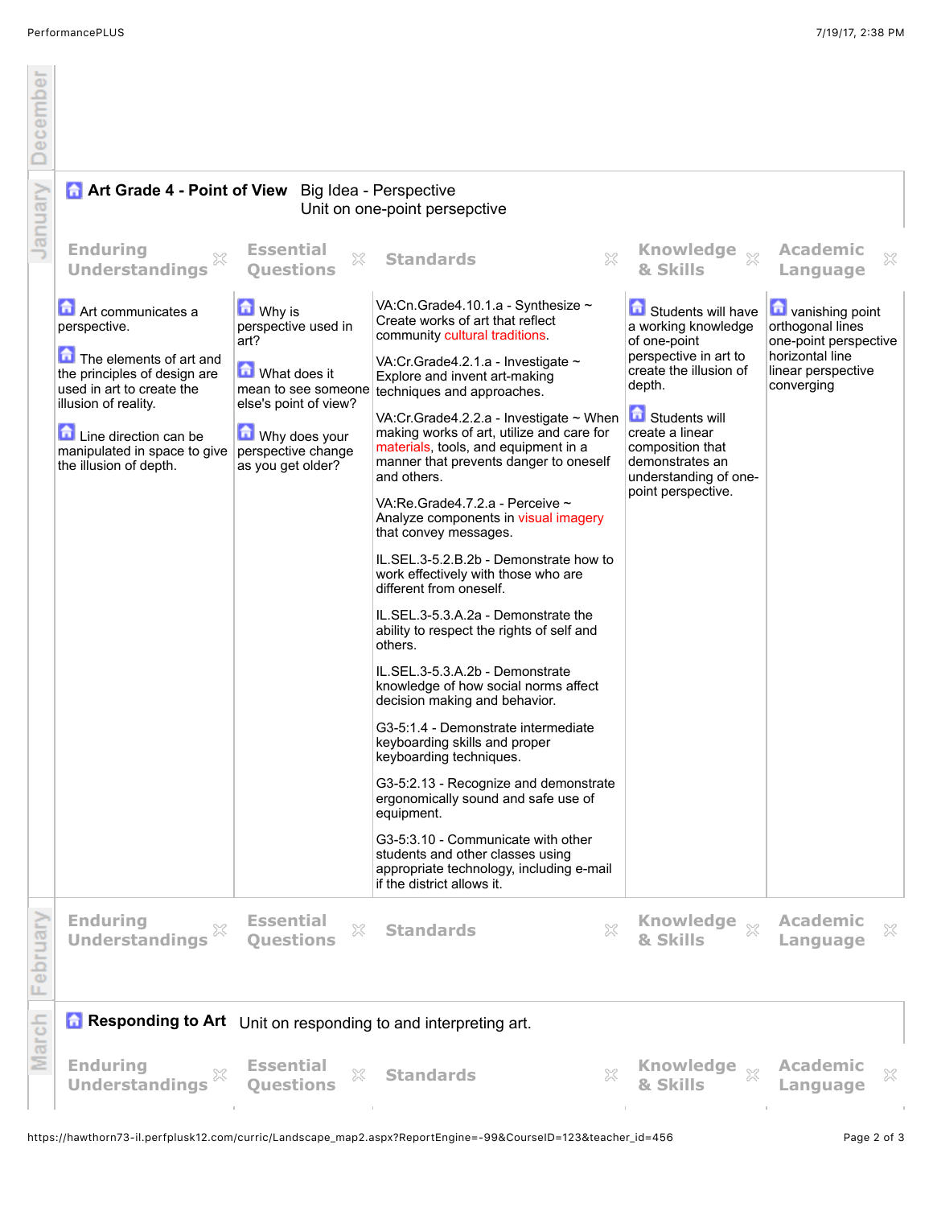December

January

## Art Grade 4 - Point of View

Big Idea - Perspective
Unit on one-point persepctive

| Enduring Understandings | Essential Questions | Standards | Knowledge & Skills | Academic Language |
|---|---|---|---|---|
| Art communicates a perspective.<br><br>The elements of art and the principles of design are used in art to create the illusion of reality.<br><br>Line direction can be manipulated in space to give the illusion of depth. | Why is perspective used in art?<br><br>What does it mean to see someone else's point of view?<br><br>Why does your perspective change as you get older? | VA:Cn.Grade4.10.1.a - Synthesize ~ Create works of art that reflect community cultural traditions.<br><br>VA:Cr.Grade4.2.1.a - Investigate ~ Explore and invent art-making techniques and approaches.<br><br>VA:Cr.Grade4.2.2.a - Investigate ~ When making works of art, utilize and care for materials, tools, and equipment in a manner that prevents danger to oneself and others.<br><br>VA:Re.Grade4.7.2.a - Perceive ~ Analyze components in visual imagery that convey messages.<br><br>IL.SEL.3-5.2.B.2b - Demonstrate how to work effectively with those who are different from oneself.<br><br>IL.SEL.3-5.3.A.2a - Demonstrate the ability to respect the rights of self and others.<br><br>IL.SEL.3-5.3.A.2b - Demonstrate knowledge of how social norms affect decision making and behavior.<br><br>G3-5:1.4 - Demonstrate intermediate keyboarding skills and proper keyboarding techniques.<br><br>G3-5:2.13 - Recognize and demonstrate ergonomically sound and safe use of equipment.<br><br>G3-5:3.10 - Communicate with other students and other classes using appropriate technology, including e-mail if the district allows it. | Students will have a working knowledge of one-point perspective in art to create the illusion of depth.<br><br>Students will create a linear composition that demonstrates an understanding of one-point perspective. | vanishing point<br>orthogonal lines<br>one-point perspective<br>horizontal line<br>linear perspective<br>converging |

February

| Enduring Understandings | Essential Questions | Standards | Knowledge & Skills | Academic Language |
|---|---|---|---|---|

March

## Responding to Art

Unit on responding to and interpreting art.

| Enduring Understandings | Essential Questions | Standards | Knowledge & Skills | Academic Language |
|---|---|---|---|---|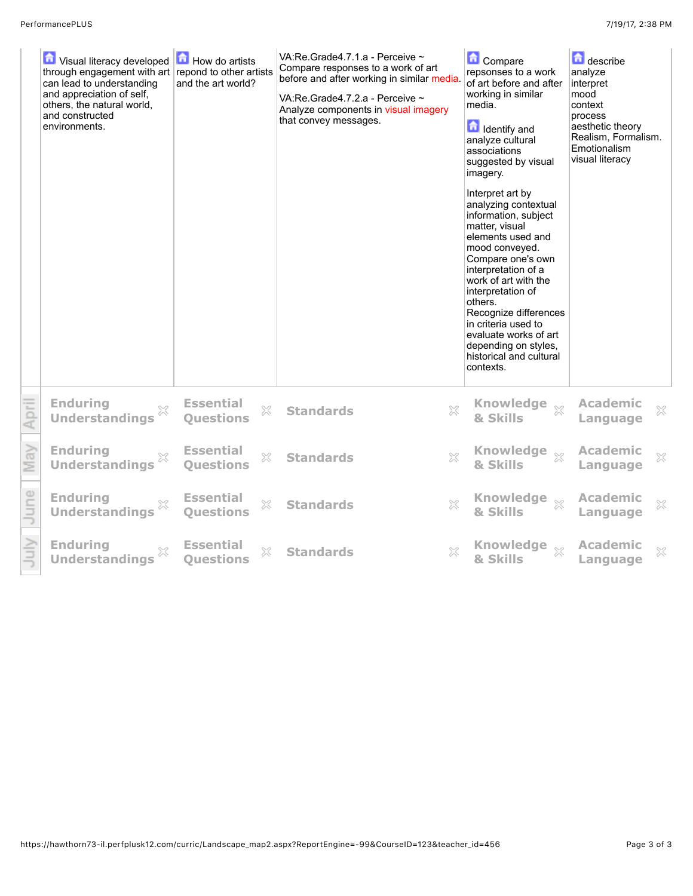| | Enduring Understandings | Essential Questions | Standards | Knowledge & Skills | Academic Language |
|---|---|---|---|---|---|
| | Visual literacy developed through engagement with art can lead to understanding and appreciation of self, others, the natural world, and constructed environments. | How do artists repond to other artists and the art world? | VA:Re.Grade4.7.1.a - Perceive ~ Compare responses to a work of art before and after working in similar media.<br><br>VA:Re.Grade4.7.2.a - Perceive ~ Analyze components in visual imagery that convey messages. | Compare repsonses to a work of art before and after working in similar media.<br><br>Identify and analyze cultural associations suggested by visual imagery.<br><br>Interpret art by analyzing contextual information, subject matter, visual elements used and mood conveyed.<br>Compare one's own interpretation of a work of art with the interpretation of others.<br>Recognize differences in criteria used to evaluate works of art depending on styles, historical and cultural contexts. | describe<br>analyze<br>interpret<br>mood<br>context<br>process<br>aesthetic theory<br>Realism, Formalism.<br>Emotionalism<br>visual literacy |
| April | Enduring Understandings | Essential Questions | Standards | Knowledge & Skills | Academic Language |
| May | Enduring Understandings | Essential Questions | Standards | Knowledge & Skills | Academic Language |
| June | Enduring Understandings | Essential Questions | Standards | Knowledge & Skills | Academic Language |
| July | Enduring Understandings | Essential Questions | Standards | Knowledge & Skills | Academic Language |